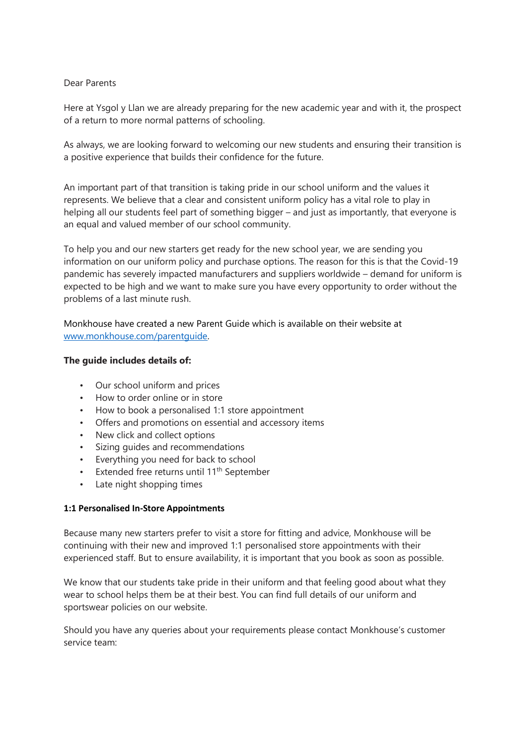Dear Parents

Here at Ysgol y Llan we are already preparing for the new academic year and with it, the prospect of a return to more normal patterns of schooling.

As always, we are looking forward to welcoming our new students and ensuring their transition is a positive experience that builds their confidence for the future.

An important part of that transition is taking pride in our school uniform and the values it represents. We believe that a clear and consistent uniform policy has a vital role to play in helping all our students feel part of something bigger – and just as importantly, that everyone is an equal and valued member of our school community.

To help you and our new starters get ready for the new school year, we are sending you information on our uniform policy and purchase options. The reason for this is that the Covid-19 pandemic has severely impacted manufacturers and suppliers worldwide – demand for uniform is expected to be high and we want to make sure you have every opportunity to order without the problems of a last minute rush.

Monkhouse have created a new Parent Guide which is available on their website at www.monkhouse.com/parentguide.

**The guide includes details of:**

- Our school uniform and prices
- How to order online or in store
- How to book a personalised 1:1 store appointment
- Offers and promotions on essential and accessory items
- New click and collect options
- Sizing guides and recommendations
- Everything you need for back to school
- Extended free returns until 11th September
- Late night shopping times

**1:1 Personalised In-Store Appointments**

Because many new starters prefer to visit a store for fitting and advice, Monkhouse will be continuing with their new and improved 1:1 personalised store appointments with their experienced staff. But to ensure availability, it is important that you book as soon as possible.

We know that our students take pride in their uniform and that feeling good about what they wear to school helps them be at their best. You can find full details of our uniform and sportswear policies on our website.

Should you have any queries about your requirements please contact Monkhouse's customer service team: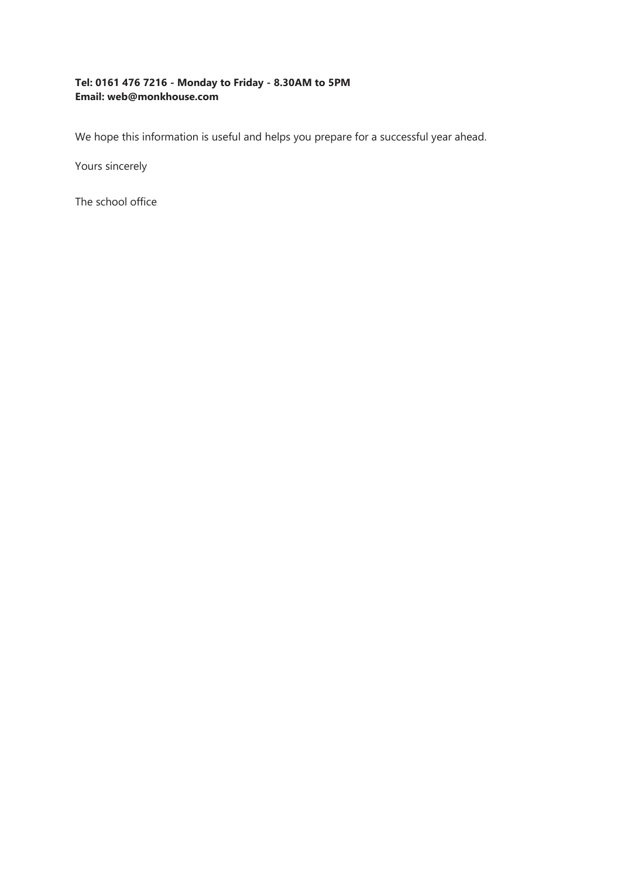**Tel: 0161 476 7216 - Monday to Friday - 8.30AM to 5PM**
**Email: web@monkhouse.com**

We hope this information is useful and helps you prepare for a successful year ahead.

Yours sincerely

The school office